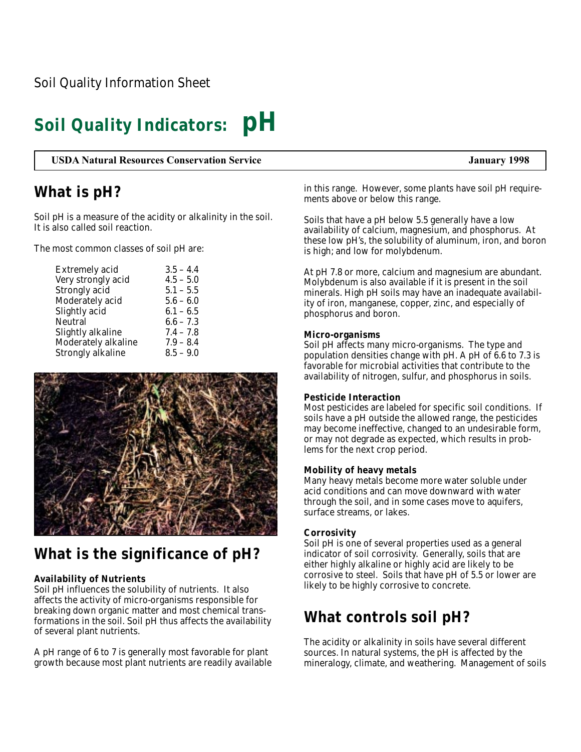Soil Quality Information Sheet

# Soil Quality Indicators: pH

**USDA Natural Resources Conservation Service** — **January 1998**

## What is pH?

Soil pH is a measure of the acidity or alkalinity in the soil. It is also called soil reaction.

The most common classes of soil pH are:

| Class | pH |
|---|---|
| Extremely acid | 3.5 – 4.4 |
| Very strongly acid | 4.5 – 5.0 |
| Strongly acid | 5.1 – 5.5 |
| Moderately acid | 5.6 – 6.0 |
| Slightly acid | 6.1 – 6.5 |
| Neutral | 6.6 – 7.3 |
| Slightly alkaline | 7.4 – 7.8 |
| Moderately alkaline | 7.9 – 8.4 |
| Strongly alkaline | 8.5 – 9.0 |

## What is the significance of pH?

**Availability of Nutrients**
Soil pH influences the solubility of nutrients. It also affects the activity of micro-organisms responsible for breaking down organic matter and most chemical transformations in the soil. Soil pH thus affects the availability of several plant nutrients.

A pH range of 6 to 7 is generally most favorable for plant growth because most plant nutrients are readily available in this range. However, some plants have soil pH requirements above or below this range.

Soils that have a pH below 5.5 generally have a low availability of calcium, magnesium, and phosphorus. At these low pH's, the solubility of aluminum, iron, and boron is high; and low for molybdenum.

At pH 7.8 or more, calcium and magnesium are abundant. Molybdenum is also available if it is present in the soil minerals. High pH soils may have an inadequate availability of iron, manganese, copper, zinc, and especially of phosphorus and boron.

**Micro-organisms**
Soil pH affects many micro-organisms. The type and population densities change with pH. A pH of 6.6 to 7.3 is favorable for microbial activities that contribute to the availability of nitrogen, sulfur, and phosphorus in soils.

**Pesticide Interaction**
Most pesticides are labeled for specific soil conditions. If soils have a pH outside the allowed range, the pesticides may become ineffective, changed to an undesirable form, or may not degrade as expected, which results in problems for the next crop period.

**Mobility of heavy metals**
Many heavy metals become more water soluble under acid conditions and can move downward with water through the soil, and in some cases move to aquifers, surface streams, or lakes.

**Corrosivity**
Soil pH is one of several properties used as a general indicator of soil corrosivity. Generally, soils that are either highly alkaline or highly acid are likely to be corrosive to steel. Soils that have pH of 5.5 or lower are likely to be highly corrosive to concrete.

## What controls soil pH?

The acidity or alkalinity in soils have several different sources. In natural systems, the pH is affected by the mineralogy, climate, and weathering. Management of soils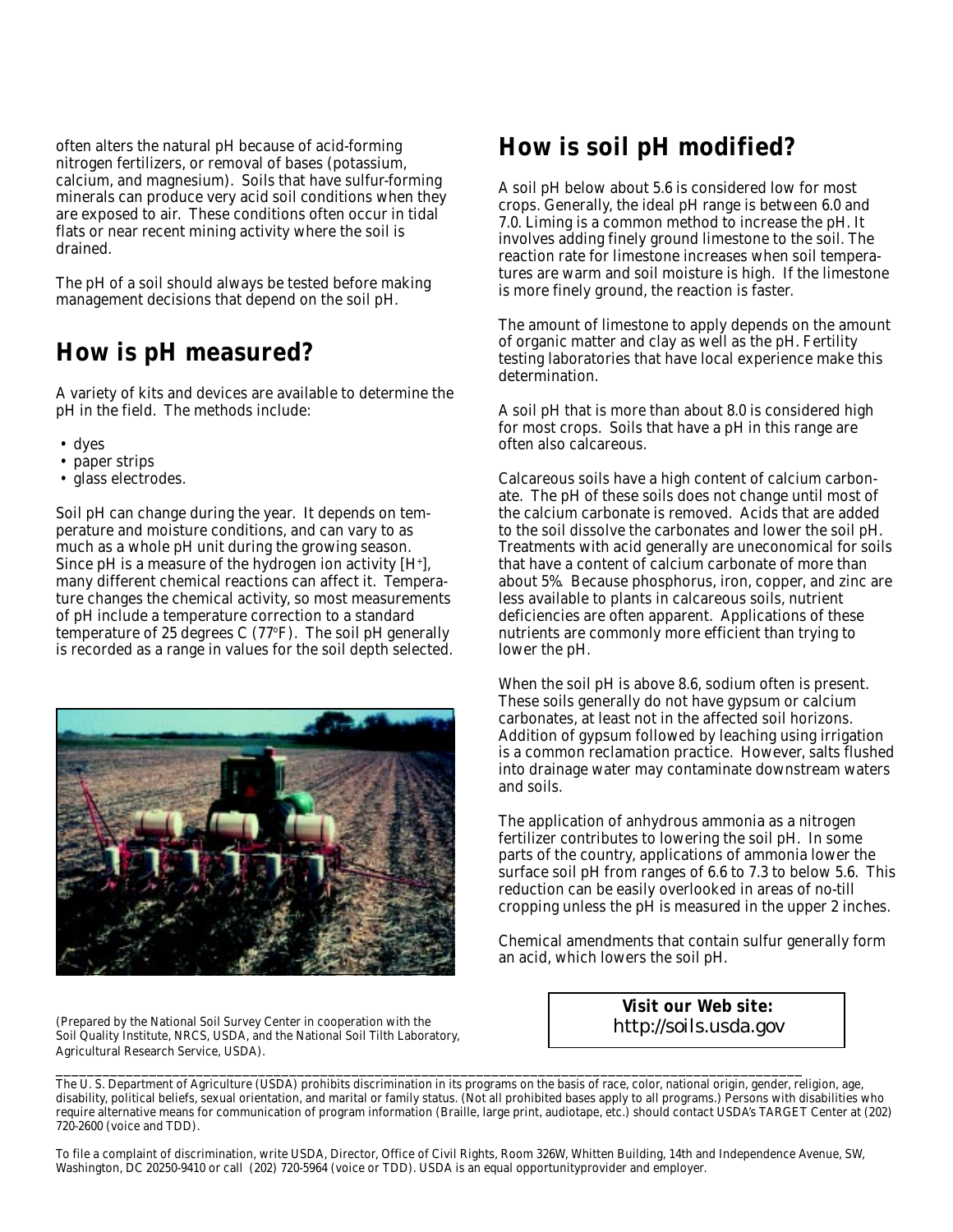often alters the natural pH because of acid-forming nitrogen fertilizers, or removal of bases (potassium, calcium, and magnesium). Soils that have sulfur-forming minerals can produce very acid soil conditions when they are exposed to air. These conditions often occur in tidal flats or near recent mining activity where the soil is drained.

The pH of a soil should always be tested before making management decisions that depend on the soil pH.

## How is pH measured?

A variety of kits and devices are available to determine the pH in the field. The methods include:

- dyes
- paper strips
- glass electrodes.

Soil pH can change during the year. It depends on temperature and moisture conditions, and can vary to as much as a whole pH unit during the growing season. Since pH is a measure of the hydrogen ion activity [$H^+$], many different chemical reactions can affect it. Temperature changes the chemical activity, so most measurements of pH include a temperature correction to a standard temperature of 25 degrees C (77°F). The soil pH generally is recorded as a range in values for the soil depth selected.

## How is soil pH modified?

A soil pH below about 5.6 is considered low for most crops. Generally, the ideal pH range is between 6.0 and 7.0. Liming is a common method to increase the pH. It involves adding finely ground limestone to the soil. The reaction rate for limestone increases when soil temperatures are warm and soil moisture is high. If the limestone is more finely ground, the reaction is faster.

The amount of limestone to apply depends on the amount of organic matter and clay as well as the pH. Fertility testing laboratories that have local experience make this determination.

A soil pH that is more than about 8.0 is considered high for most crops. Soils that have a pH in this range are often also calcareous.

Calcareous soils have a high content of calcium carbonate. The pH of these soils does not change until most of the calcium carbonate is removed. Acids that are added to the soil dissolve the carbonates and lower the soil pH. Treatments with acid generally are uneconomical for soils that have a content of calcium carbonate of more than about 5%. Because phosphorus, iron, copper, and zinc are less available to plants in calcareous soils, nutrient deficiencies are often apparent. Applications of these nutrients are commonly more efficient than trying to lower the pH.

When the soil pH is above 8.6, sodium often is present. These soils generally do not have gypsum or calcium carbonates, at least not in the affected soil horizons. Addition of gypsum followed by leaching using irrigation is a common reclamation practice. However, salts flushed into drainage water may contaminate downstream waters and soils.

The application of anhydrous ammonia as a nitrogen fertilizer contributes to lowering the soil pH. In some parts of the country, applications of ammonia lower the surface soil pH from ranges of 6.6 to 7.3 to below 5.6. This reduction can be easily overlooked in areas of no-till cropping unless the pH is measured in the upper 2 inches.

Chemical amendments that contain sulfur generally form an acid, which lowers the soil pH.

(Prepared by the National Soil Survey Center in cooperation with the Soil Quality Institute, NRCS, USDA, and the National Soil Tilth Laboratory, Agricultural Research Service, USDA).

**Visit our Web site:**
http://soils.usda.gov

The U. S. Department of Agriculture (USDA) prohibits discrimination in its programs on the basis of race, color, national origin, gender, religion, age, disability, political beliefs, sexual orientation, and marital or family status. (Not all prohibited bases apply to all programs.) Persons with disabilities who require alternative means for communication of program information (Braille, large print, audiotape, etc.) should contact USDA's TARGET Center at (202) 720-2600 (voice and TDD).

To file a complaint of discrimination, write USDA, Director, Office of Civil Rights, Room 326W, Whitten Building, 14th and Independence Avenue, SW, Washington, DC 20250-9410 or call (202) 720-5964 (voice or TDD). USDA is an equal opportunityprovider and employer.